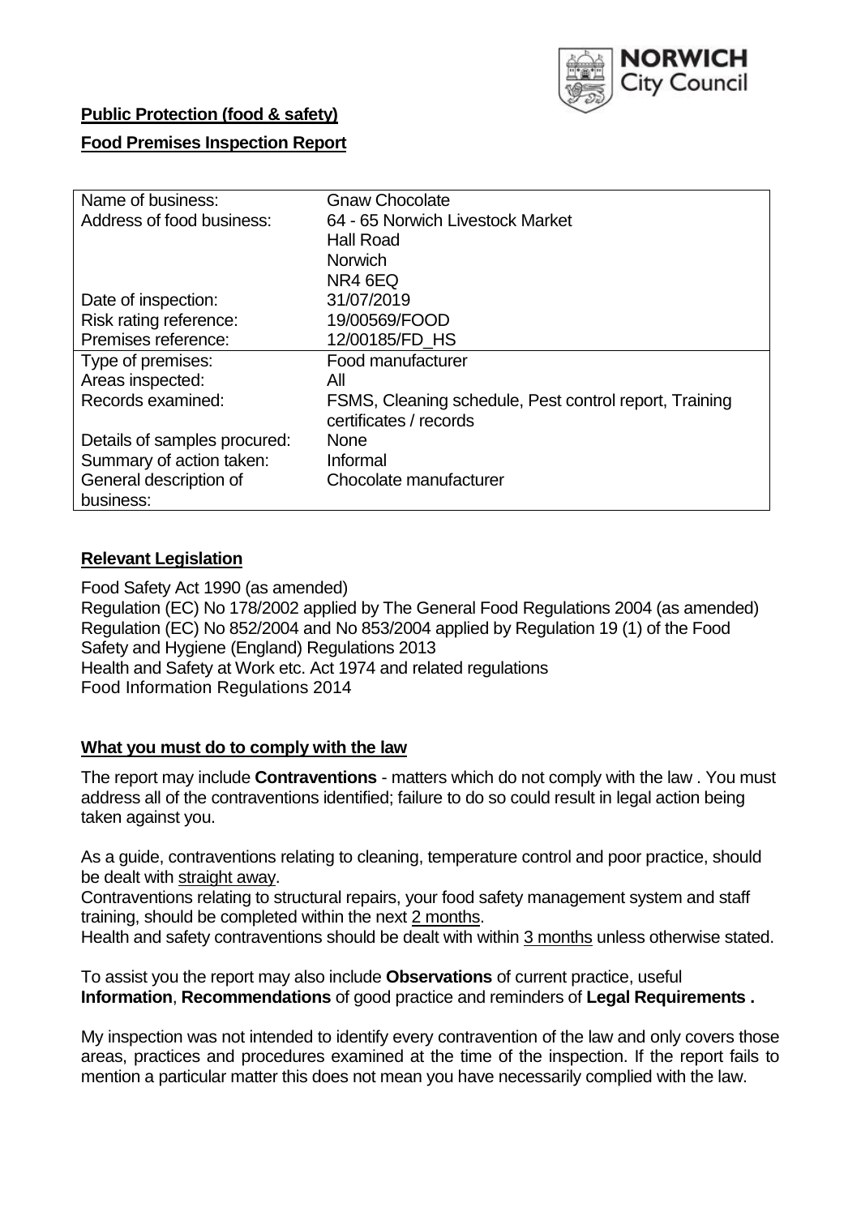NORWICH City Council

**Public Protection (food & safety)**

**Food Premises Inspection Report**

| Name of business: | Gnaw Chocolate |
|---|---|
| Address of food business: | 64 - 65 Norwich Livestock Market<br>Hall Road<br>Norwich<br>NR4 6EQ |
| Date of inspection: | 31/07/2019 |
| Risk rating reference: | 19/00569/FOOD |
| Premises reference: | 12/00185/FD_HS |
| Type of premises: | Food manufacturer |
| Areas inspected: | All |
| Records examined: | FSMS, Cleaning schedule, Pest control report, Training certificates / records |
| Details of samples procured: | None |
| Summary of action taken: | Informal |
| General description of business: | Chocolate manufacturer |

## Relevant Legislation

Food Safety Act 1990 (as amended)
Regulation (EC) No 178/2002 applied by The General Food Regulations 2004 (as amended)
Regulation (EC) No 852/2004 and No 853/2004 applied by Regulation 19 (1) of the Food Safety and Hygiene (England) Regulations 2013
Health and Safety at Work etc. Act 1974 and related regulations
Food Information Regulations 2014

## What you must do to comply with the law

The report may include **Contraventions** - matters which do not comply with the law . You must address all of the contraventions identified; failure to do so could result in legal action being taken against you.

As a guide, contraventions relating to cleaning, temperature control and poor practice, should be dealt with straight away.

Contraventions relating to structural repairs, your food safety management system and staff training, should be completed within the next 2 months.

Health and safety contraventions should be dealt with within 3 months unless otherwise stated.

To assist you the report may also include **Observations** of current practice, useful **Information**, **Recommendations** of good practice and reminders of **Legal Requirements .**

My inspection was not intended to identify every contravention of the law and only covers those areas, practices and procedures examined at the time of the inspection. If the report fails to mention a particular matter this does not mean you have necessarily complied with the law.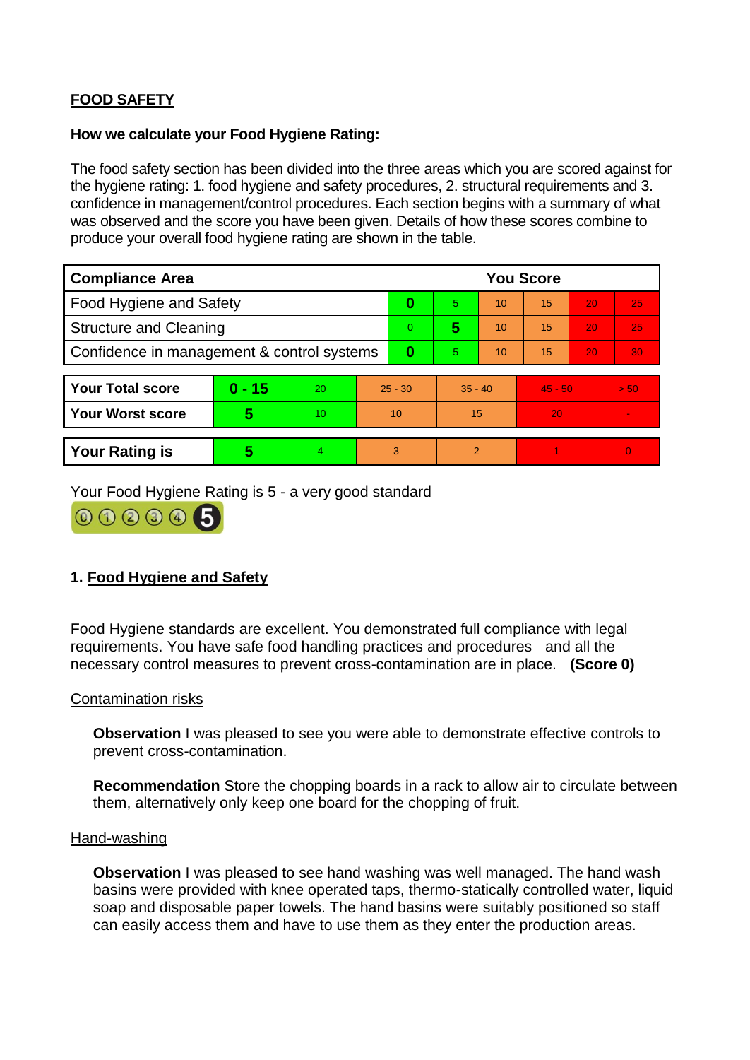## FOOD SAFETY

**How we calculate your Food Hygiene Rating:**

The food safety section has been divided into the three areas which you are scored against for the hygiene rating: 1. food hygiene and safety procedures, 2. structural requirements and 3. confidence in management/control procedures. Each section begins with a summary of what was observed and the score you have been given. Details of how these scores combine to produce your overall food hygiene rating are shown in the table.

| Compliance Area | You Score | | | | | |
|---|---|---|---|---|---|---|
| Food Hygiene and Safety | **0** | 5 | 10 | 15 | 20 | 25 |
| Structure and Cleaning | 0 | **5** | 10 | 15 | 20 | 25 |
| Confidence in management & control systems | **0** | 5 | 10 | 15 | 20 | 30 |

| | | | | | | |
|---|---|---|---|---|---|---|
| **Your Total score** | **0 - 15** | 20 | 25 - 30 | 35 - 40 | 45 - 50 | > 50 |
| **Your Worst score** | **5** | 10 | 10 | 15 | 20 | - |

| | | | | | | |
|---|---|---|---|---|---|---|
| **Your Rating is** | **5** | 4 | 3 | 2 | 1 | 0 |

Your Food Hygiene Rating is 5 - a very good standard

### 1. Food Hygiene and Safety

Food Hygiene standards are excellent. You demonstrated full compliance with legal requirements. You have safe food handling practices and procedures and all the necessary control measures to prevent cross-contamination are in place. **(Score 0)**

Contamination risks

**Observation** I was pleased to see you were able to demonstrate effective controls to prevent cross-contamination.

**Recommendation** Store the chopping boards in a rack to allow air to circulate between them, alternatively only keep one board for the chopping of fruit.

Hand-washing

**Observation** I was pleased to see hand washing was well managed. The hand wash basins were provided with knee operated taps, thermo-statically controlled water, liquid soap and disposable paper towels. The hand basins were suitably positioned so staff can easily access them and have to use them as they enter the production areas.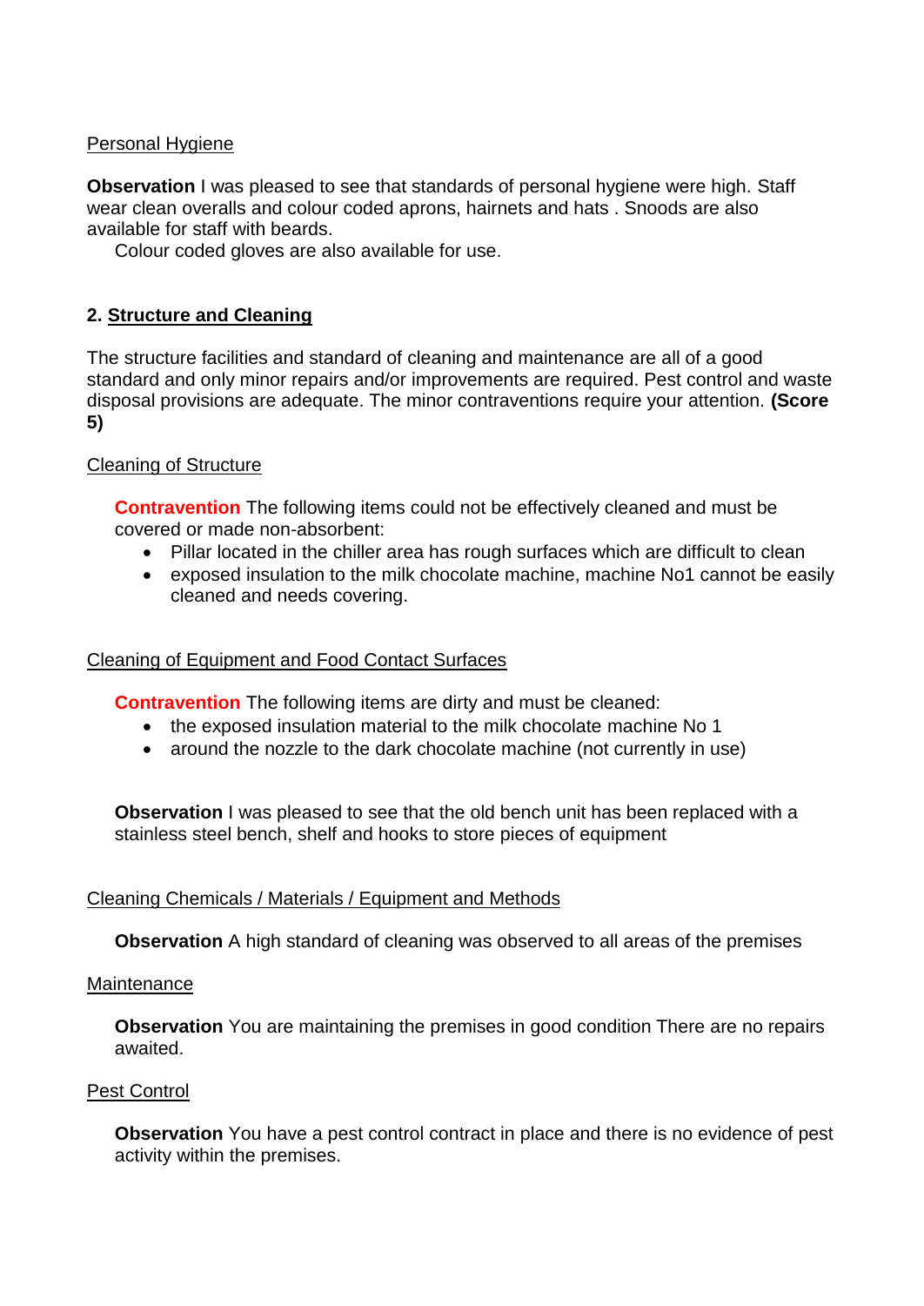Personal Hygiene

**Observation** I was pleased to see that standards of personal hygiene were high. Staff wear clean overalls and colour coded aprons, hairnets and hats . Snoods are also available for staff with beards.

Colour coded gloves are also available for use.

## 2. Structure and Cleaning

The structure facilities and standard of cleaning and maintenance are all of a good standard and only minor repairs and/or improvements are required. Pest control and waste disposal provisions are adequate. The minor contraventions require your attention. **(Score 5)**

Cleaning of Structure

**Contravention** The following items could not be effectively cleaned and must be covered or made non-absorbent:

- Pillar located in the chiller area has rough surfaces which are difficult to clean
- exposed insulation to the milk chocolate machine, machine No1 cannot be easily cleaned and needs covering.

Cleaning of Equipment and Food Contact Surfaces

**Contravention** The following items are dirty and must be cleaned:

- the exposed insulation material to the milk chocolate machine No 1
- around the nozzle to the dark chocolate machine (not currently in use)

**Observation** I was pleased to see that the old bench unit has been replaced with a stainless steel bench, shelf and hooks to store pieces of equipment

Cleaning Chemicals / Materials / Equipment and Methods

**Observation** A high standard of cleaning was observed to all areas of the premises

Maintenance

**Observation** You are maintaining the premises in good condition There are no repairs awaited.

Pest Control

**Observation** You have a pest control contract in place and there is no evidence of pest activity within the premises.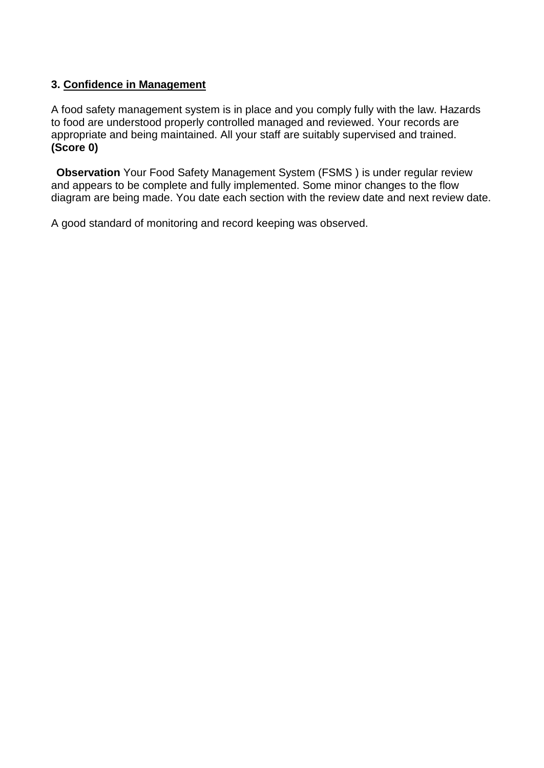**3. Confidence in Management**

A food safety management system is in place and you comply fully with the law. Hazards to food are understood properly controlled managed and reviewed. Your records are appropriate and being maintained. All your staff are suitably supervised and trained.
**(Score 0)**

**Observation** Your Food Safety Management System (FSMS ) is under regular review and appears to be complete and fully implemented. Some minor changes to the flow diagram are being made. You date each section with the review date and next review date.

A good standard of monitoring and record keeping was observed.